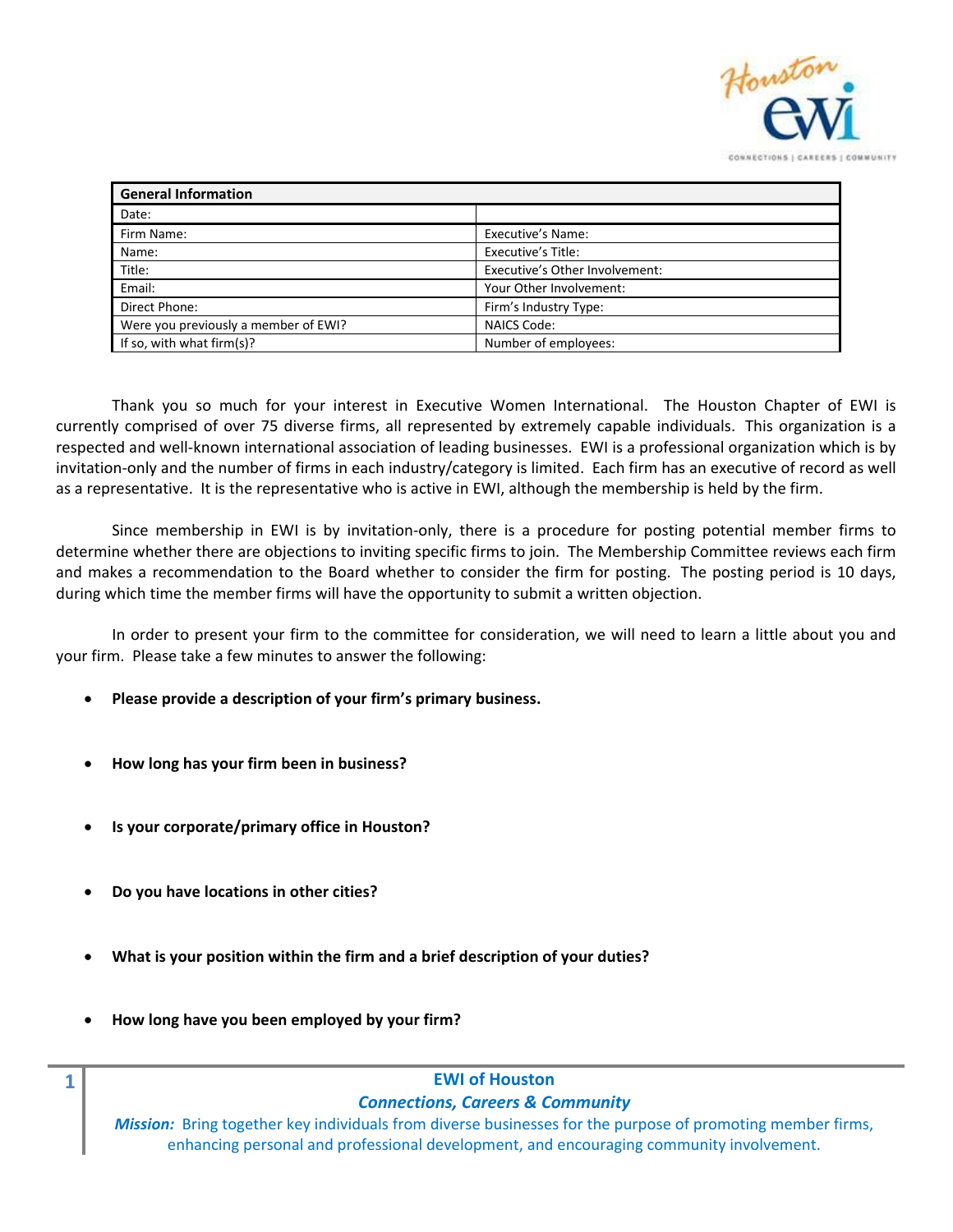| General Information | |
| --- | --- |
| Date: | |
| Firm Name: | Executive's Name: |
| Name: | Executive's Title: |
| Title: | Executive's Other Involvement: |
| Email: | Your Other Involvement: |
| Direct Phone: | Firm's Industry Type: |
| Were you previously a member of EWI? | NAICS Code: |
| If so, with what firm(s)? | Number of employees: |

Thank you so much for your interest in Executive Women International. The Houston Chapter of EWI is currently comprised of over 75 diverse firms, all represented by extremely capable individuals. This organization is a respected and well-known international association of leading businesses. EWI is a professional organization which is by invitation-only and the number of firms in each industry/category is limited. Each firm has an executive of record as well as a representative. It is the representative who is active in EWI, although the membership is held by the firm.

Since membership in EWI is by invitation-only, there is a procedure for posting potential member firms to determine whether there are objections to inviting specific firms to join. The Membership Committee reviews each firm and makes a recommendation to the Board whether to consider the firm for posting. The posting period is 10 days, during which time the member firms will have the opportunity to submit a written objection.

In order to present your firm to the committee for consideration, we will need to learn a little about you and your firm. Please take a few minutes to answer the following:

- **Please provide a description of your firm's primary business.**

- **How long has your firm been in business?**

- **Is your corporate/primary office in Houston?**

- **Do you have locations in other cities?**

- **What is your position within the firm and a brief description of your duties?**

- **How long have you been employed by your firm?**

**EWI of Houston**

***Connections, Careers & Community***

***Mission:*** Bring together key individuals from diverse businesses for the purpose of promoting member firms, enhancing personal and professional development, and encouraging community involvement.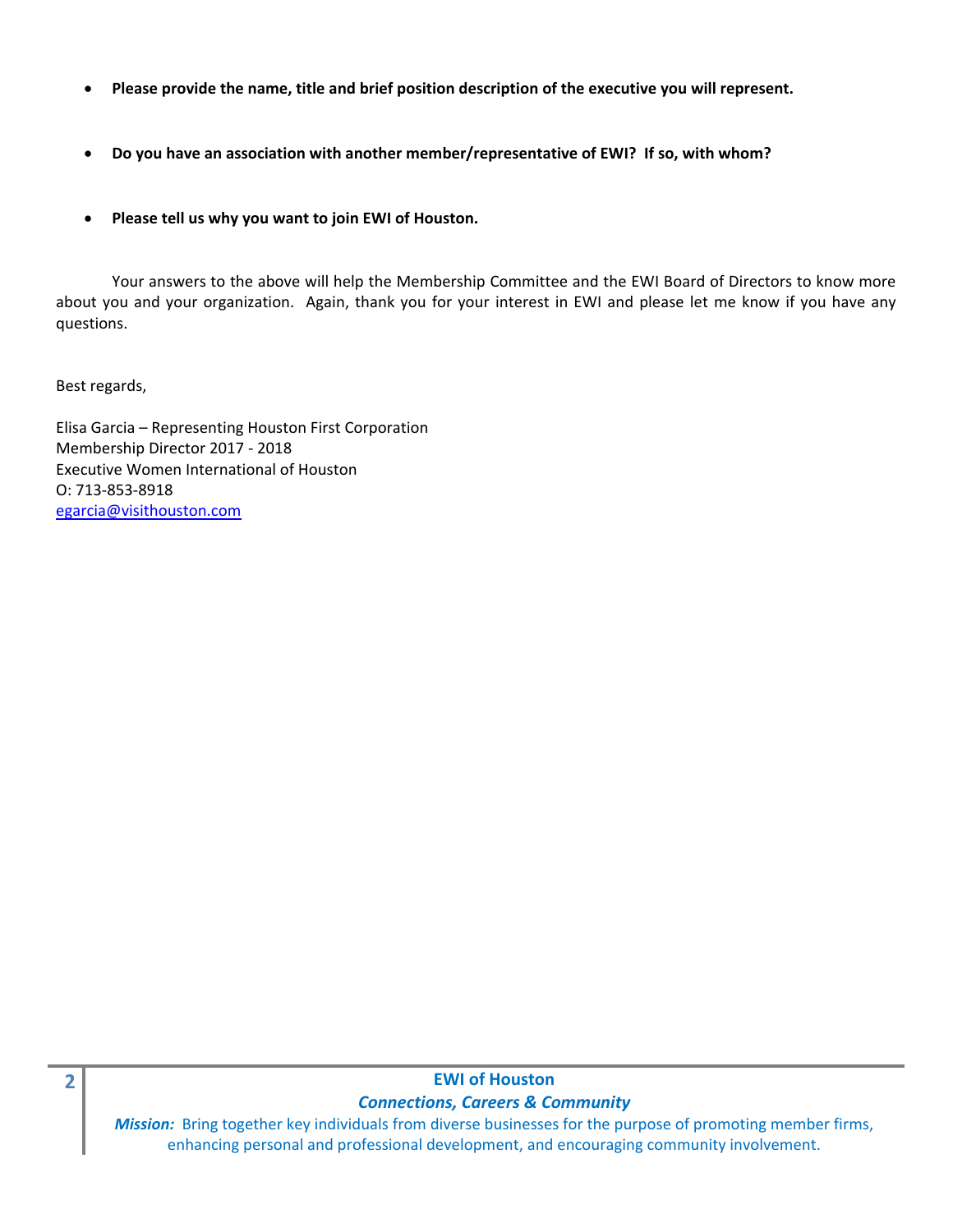- **Please provide the name, title and brief position description of the executive you will represent.**

- **Do you have an association with another member/representative of EWI? If so, with whom?**

- **Please tell us why you want to join EWI of Houston.**

Your answers to the above will help the Membership Committee and the EWI Board of Directors to know more about you and your organization. Again, thank you for your interest in EWI and please let me know if you have any questions.

Best regards,

Elisa Garcia – Representing Houston First Corporation
Membership Director 2017 - 2018
Executive Women International of Houston
O: 713-853-8918
egarcia@visithouston.com